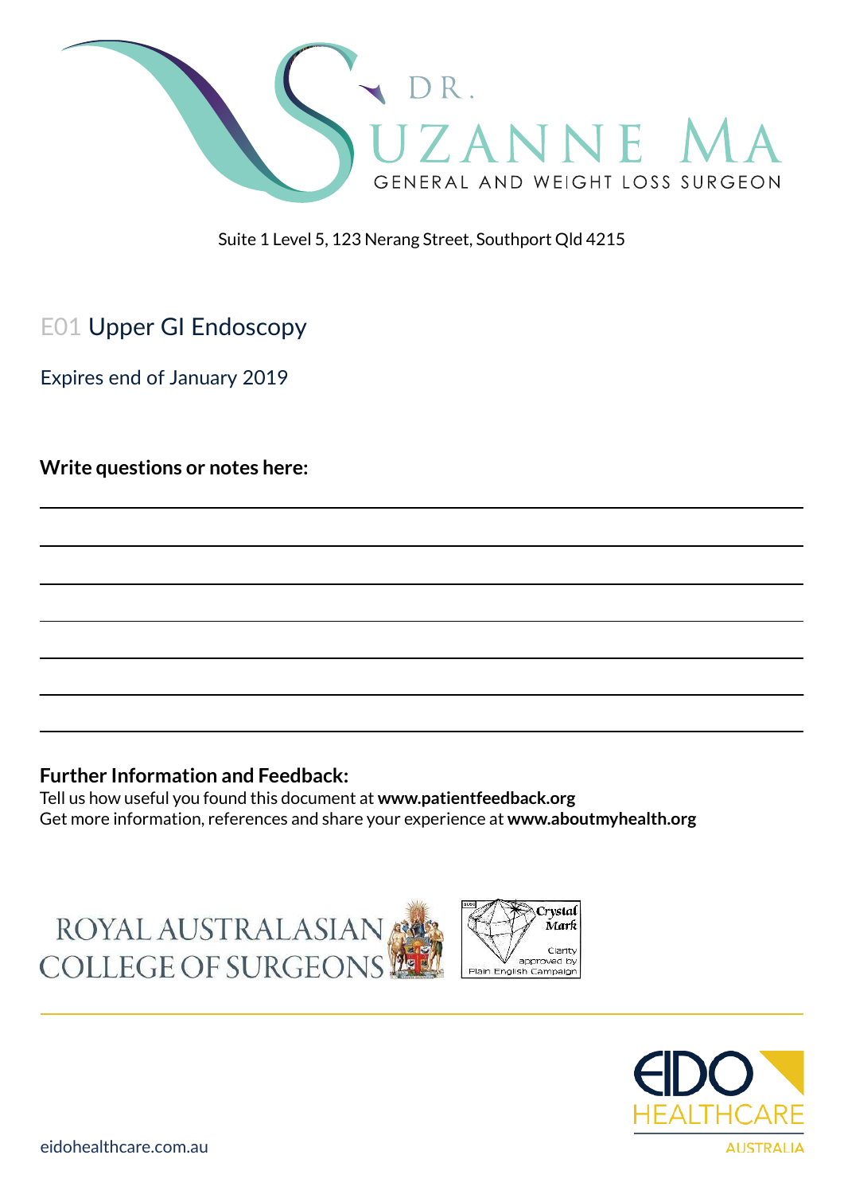# DR. SUZANNE MA

GENERAL AND WEIGHT LOSS SURGEON

Suite 1 Level 5, 123 Nerang Street, Southport Qld 4215

## E01 Upper GI Endoscopy

Expires end of January 2019

**Write questions or notes here:**

**Further Information and Feedback:**

Tell us how useful you found this document at **www.patientfeedback.org**

Get more information, references and share your experience at **www.aboutmyhealth.org**

ROYAL AUSTRALASIAN COLLEGE OF SURGEONS

Crystal Mark — Clarity approved by Plain English Campaign

EIDO HEALTHCARE AUSTRALIA

eidohealthcare.com.au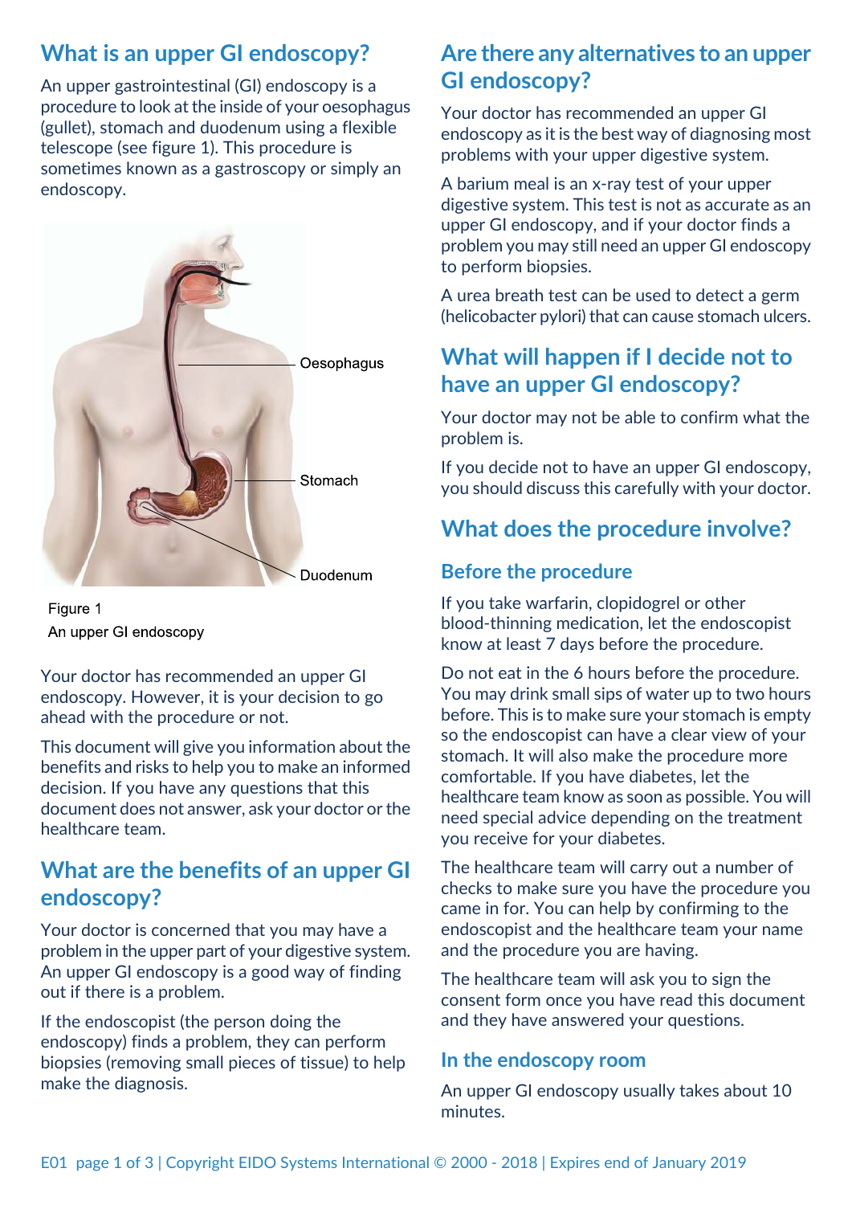## What is an upper GI endoscopy?

An upper gastrointestinal (GI) endoscopy is a procedure to look at the inside of your oesophagus (gullet), stomach and duodenum using a flexible telescope (see figure 1). This procedure is sometimes known as a gastroscopy or simply an endoscopy.

Oesophagus

Stomach

Duodenum

Figure 1
An upper GI endoscopy

Your doctor has recommended an upper GI endoscopy. However, it is your decision to go ahead with the procedure or not.

This document will give you information about the benefits and risks to help you to make an informed decision. If you have any questions that this document does not answer, ask your doctor or the healthcare team.

## What are the benefits of an upper GI endoscopy?

Your doctor is concerned that you may have a problem in the upper part of your digestive system. An upper GI endoscopy is a good way of finding out if there is a problem.

If the endoscopist (the person doing the endoscopy) finds a problem, they can perform biopsies (removing small pieces of tissue) to help make the diagnosis.

## Are there any alternatives to an upper GI endoscopy?

Your doctor has recommended an upper GI endoscopy as it is the best way of diagnosing most problems with your upper digestive system.

A barium meal is an x-ray test of your upper digestive system. This test is not as accurate as an upper GI endoscopy, and if your doctor finds a problem you may still need an upper GI endoscopy to perform biopsies.

A urea breath test can be used to detect a germ (helicobacter pylori) that can cause stomach ulcers.

## What will happen if I decide not to have an upper GI endoscopy?

Your doctor may not be able to confirm what the problem is.

If you decide not to have an upper GI endoscopy, you should discuss this carefully with your doctor.

## What does the procedure involve?

### Before the procedure

If you take warfarin, clopidogrel or other blood-thinning medication, let the endoscopist know at least 7 days before the procedure.

Do not eat in the 6 hours before the procedure. You may drink small sips of water up to two hours before. This is to make sure your stomach is empty so the endoscopist can have a clear view of your stomach. It will also make the procedure more comfortable. If you have diabetes, let the healthcare team know as soon as possible. You will need special advice depending on the treatment you receive for your diabetes.

The healthcare team will carry out a number of checks to make sure you have the procedure you came in for. You can help by confirming to the endoscopist and the healthcare team your name and the procedure you are having.

The healthcare team will ask you to sign the consent form once you have read this document and they have answered your questions.

### In the endoscopy room

An upper GI endoscopy usually takes about 10 minutes.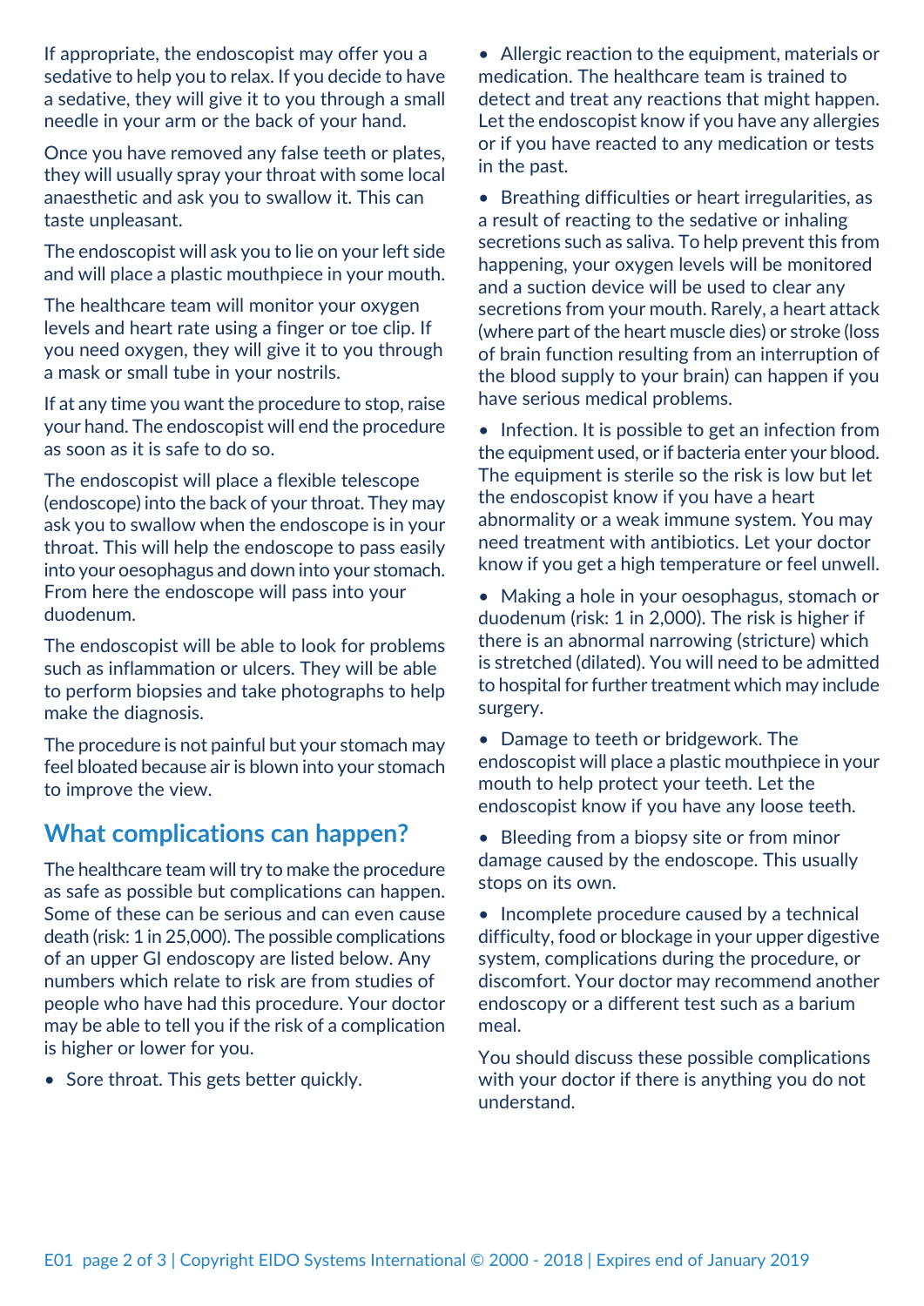If appropriate, the endoscopist may offer you a sedative to help you to relax. If you decide to have a sedative, they will give it to you through a small needle in your arm or the back of your hand.

Once you have removed any false teeth or plates, they will usually spray your throat with some local anaesthetic and ask you to swallow it. This can taste unpleasant.

The endoscopist will ask you to lie on your left side and will place a plastic mouthpiece in your mouth.

The healthcare team will monitor your oxygen levels and heart rate using a finger or toe clip. If you need oxygen, they will give it to you through a mask or small tube in your nostrils.

If at any time you want the procedure to stop, raise your hand. The endoscopist will end the procedure as soon as it is safe to do so.

The endoscopist will place a flexible telescope (endoscope) into the back of your throat. They may ask you to swallow when the endoscope is in your throat. This will help the endoscope to pass easily into your oesophagus and down into your stomach. From here the endoscope will pass into your duodenum.

The endoscopist will be able to look for problems such as inflammation or ulcers. They will be able to perform biopsies and take photographs to help make the diagnosis.

The procedure is not painful but your stomach may feel bloated because air is blown into your stomach to improve the view.

## What complications can happen?

The healthcare team will try to make the procedure as safe as possible but complications can happen. Some of these can be serious and can even cause death (risk: 1 in 25,000). The possible complications of an upper GI endoscopy are listed below. Any numbers which relate to risk are from studies of people who have had this procedure. Your doctor may be able to tell you if the risk of a complication is higher or lower for you.

- Sore throat. This gets better quickly.
- Allergic reaction to the equipment, materials or medication. The healthcare team is trained to detect and treat any reactions that might happen. Let the endoscopist know if you have any allergies or if you have reacted to any medication or tests in the past.
- Breathing difficulties or heart irregularities, as a result of reacting to the sedative or inhaling secretions such as saliva. To help prevent this from happening, your oxygen levels will be monitored and a suction device will be used to clear any secretions from your mouth. Rarely, a heart attack (where part of the heart muscle dies) or stroke (loss of brain function resulting from an interruption of the blood supply to your brain) can happen if you have serious medical problems.
- Infection. It is possible to get an infection from the equipment used, or if bacteria enter your blood. The equipment is sterile so the risk is low but let the endoscopist know if you have a heart abnormality or a weak immune system. You may need treatment with antibiotics. Let your doctor know if you get a high temperature or feel unwell.
- Making a hole in your oesophagus, stomach or duodenum (risk: 1 in 2,000). The risk is higher if there is an abnormal narrowing (stricture) which is stretched (dilated). You will need to be admitted to hospital for further treatment which may include surgery.
- Damage to teeth or bridgework. The endoscopist will place a plastic mouthpiece in your mouth to help protect your teeth. Let the endoscopist know if you have any loose teeth.
- Bleeding from a biopsy site or from minor damage caused by the endoscope. This usually stops on its own.
- Incomplete procedure caused by a technical difficulty, food or blockage in your upper digestive system, complications during the procedure, or discomfort. Your doctor may recommend another endoscopy or a different test such as a barium meal.

You should discuss these possible complications with your doctor if there is anything you do not understand.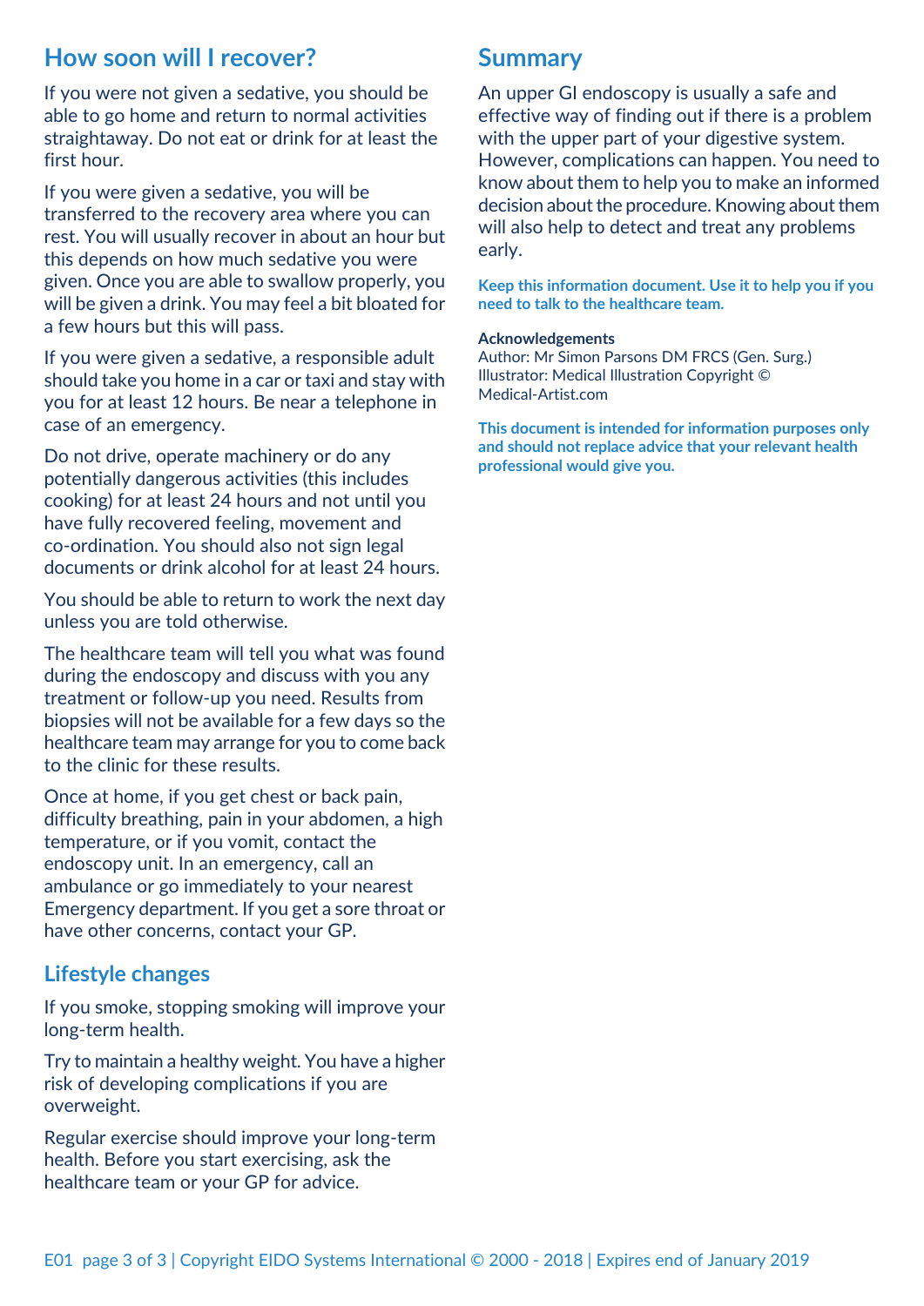## How soon will I recover?

If you were not given a sedative, you should be able to go home and return to normal activities straightaway. Do not eat or drink for at least the first hour.

If you were given a sedative, you will be transferred to the recovery area where you can rest. You will usually recover in about an hour but this depends on how much sedative you were given. Once you are able to swallow properly, you will be given a drink. You may feel a bit bloated for a few hours but this will pass.

If you were given a sedative, a responsible adult should take you home in a car or taxi and stay with you for at least 12 hours. Be near a telephone in case of an emergency.

Do not drive, operate machinery or do any potentially dangerous activities (this includes cooking) for at least 24 hours and not until you have fully recovered feeling, movement and co-ordination. You should also not sign legal documents or drink alcohol for at least 24 hours.

You should be able to return to work the next day unless you are told otherwise.

The healthcare team will tell you what was found during the endoscopy and discuss with you any treatment or follow-up you need. Results from biopsies will not be available for a few days so the healthcare team may arrange for you to come back to the clinic for these results.

Once at home, if you get chest or back pain, difficulty breathing, pain in your abdomen, a high temperature, or if you vomit, contact the endoscopy unit. In an emergency, call an ambulance or go immediately to your nearest Emergency department. If you get a sore throat or have other concerns, contact your GP.

## Lifestyle changes

If you smoke, stopping smoking will improve your long-term health.

Try to maintain a healthy weight. You have a higher risk of developing complications if you are overweight.

Regular exercise should improve your long-term health. Before you start exercising, ask the healthcare team or your GP for advice.

## Summary

An upper GI endoscopy is usually a safe and effective way of finding out if there is a problem with the upper part of your digestive system. However, complications can happen. You need to know about them to help you to make an informed decision about the procedure. Knowing about them will also help to detect and treat any problems early.

**Keep this information document. Use it to help you if you need to talk to the healthcare team.**

**Acknowledgements**
Author: Mr Simon Parsons DM FRCS (Gen. Surg.)
Illustrator: Medical Illustration Copyright © Medical-Artist.com

**This document is intended for information purposes only and should not replace advice that your relevant health professional would give you.**

E01 | Copyright EIDO Systems International © 2000 - 2018 | Expires end of January 2019